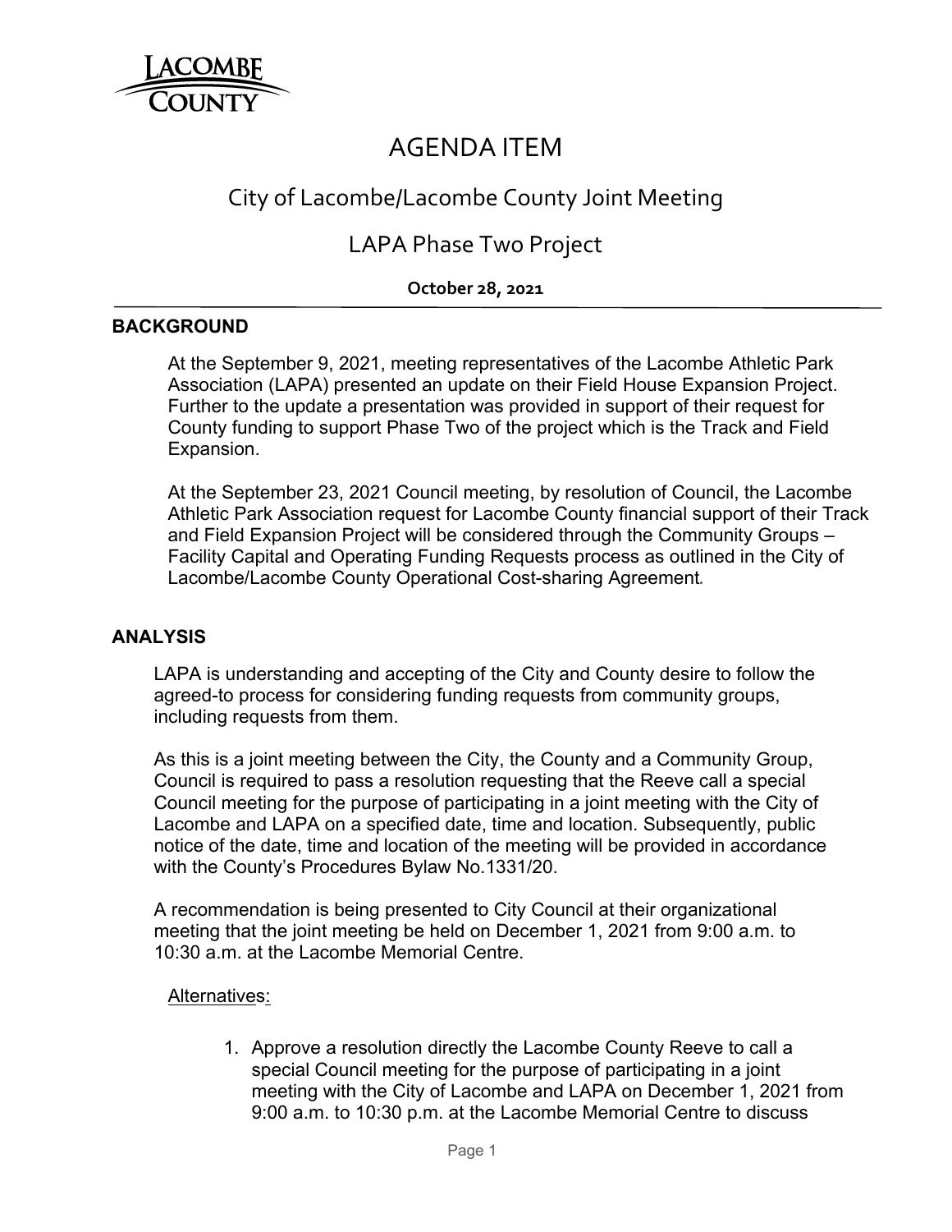# AGENDA ITEM

## City of Lacombe/Lacombe County Joint Meeting

## LAPA Phase Two Project

**October 28, 2021**

### BACKGROUND

At the September 9, 2021, meeting representatives of the Lacombe Athletic Park Association (LAPA) presented an update on their Field House Expansion Project. Further to the update a presentation was provided in support of their request for County funding to support Phase Two of the project which is the Track and Field Expansion.

At the September 23, 2021 Council meeting, by resolution of Council, the Lacombe Athletic Park Association request for Lacombe County financial support of their Track and Field Expansion Project will be considered through the Community Groups – Facility Capital and Operating Funding Requests process as outlined in the City of Lacombe/Lacombe County Operational Cost-sharing Agreement.

### ANALYSIS

LAPA is understanding and accepting of the City and County desire to follow the agreed-to process for considering funding requests from community groups, including requests from them.

As this is a joint meeting between the City, the County and a Community Group, Council is required to pass a resolution requesting that the Reeve call a special Council meeting for the purpose of participating in a joint meeting with the City of Lacombe and LAPA on a specified date, time and location. Subsequently, public notice of the date, time and location of the meeting will be provided in accordance with the County's Procedures Bylaw No.1331/20.

A recommendation is being presented to City Council at their organizational meeting that the joint meeting be held on December 1, 2021 from 9:00 a.m. to 10:30 a.m. at the Lacombe Memorial Centre.

Alternatives:

1. Approve a resolution directly the Lacombe County Reeve to call a special Council meeting for the purpose of participating in a joint meeting with the City of Lacombe and LAPA on December 1, 2021 from 9:00 a.m. to 10:30 p.m. at the Lacombe Memorial Centre to discuss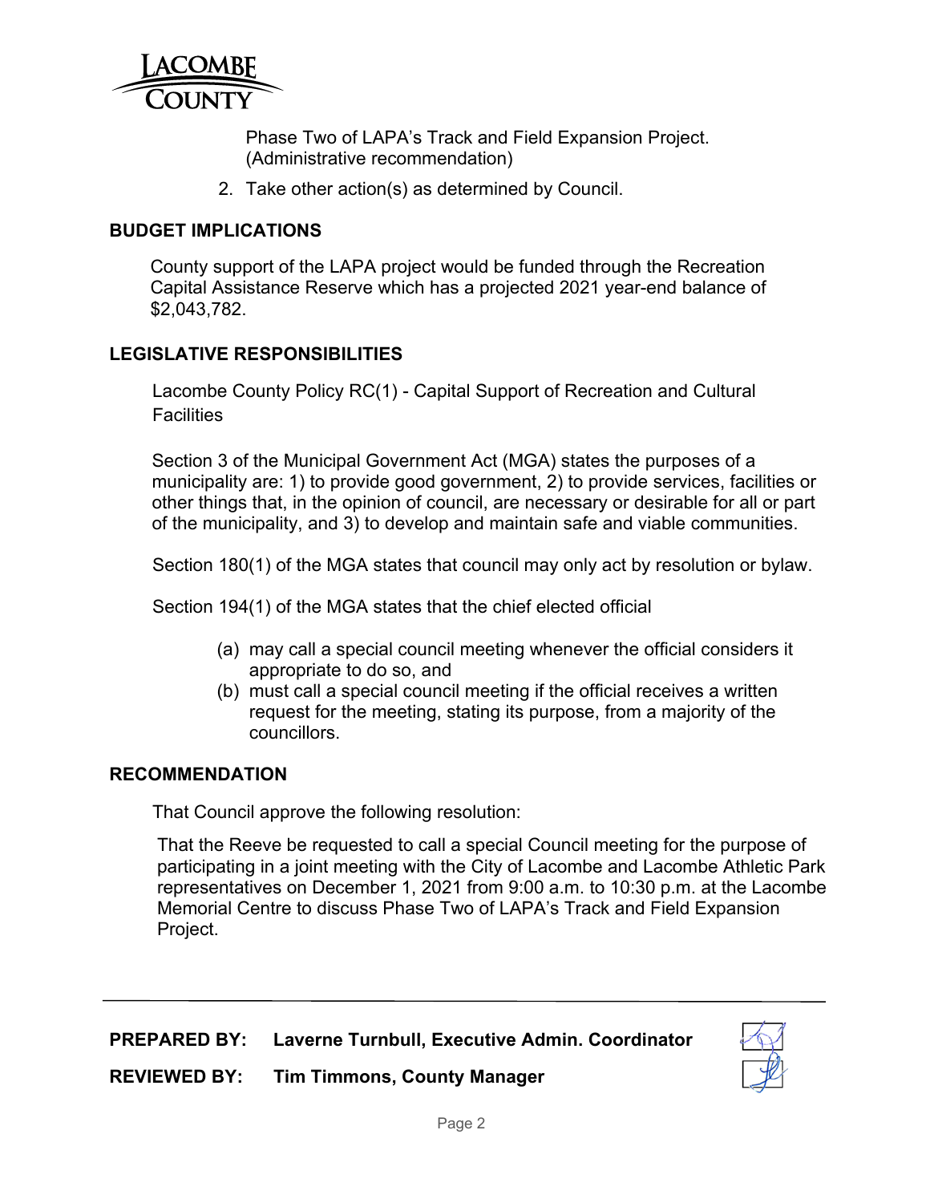Phase Two of LAPA's Track and Field Expansion Project. (Administrative recommendation)

2. Take other action(s) as determined by Council.

## BUDGET IMPLICATIONS

County support of the LAPA project would be funded through the Recreation Capital Assistance Reserve which has a projected 2021 year-end balance of $2,043,782.

## LEGISLATIVE RESPONSIBILITIES

Lacombe County Policy RC(1) - Capital Support of Recreation and Cultural Facilities

Section 3 of the Municipal Government Act (MGA) states the purposes of a municipality are: 1) to provide good government, 2) to provide services, facilities or other things that, in the opinion of council, are necessary or desirable for all or part of the municipality, and 3) to develop and maintain safe and viable communities.

Section 180(1) of the MGA states that council may only act by resolution or bylaw.

Section 194(1) of the MGA states that the chief elected official

(a) may call a special council meeting whenever the official considers it appropriate to do so, and
(b) must call a special council meeting if the official receives a written request for the meeting, stating its purpose, from a majority of the councillors.

## RECOMMENDATION

That Council approve the following resolution:

That the Reeve be requested to call a special Council meeting for the purpose of participating in a joint meeting with the City of Lacombe and Lacombe Athletic Park representatives on December 1, 2021 from 9:00 a.m. to 10:30 p.m. at the Lacombe Memorial Centre to discuss Phase Two of LAPA's Track and Field Expansion Project.

---

**PREPARED BY:** **Laverne Turnbull, Executive Admin. Coordinator**

**REVIEWED BY:** **Tim Timmons, County Manager**